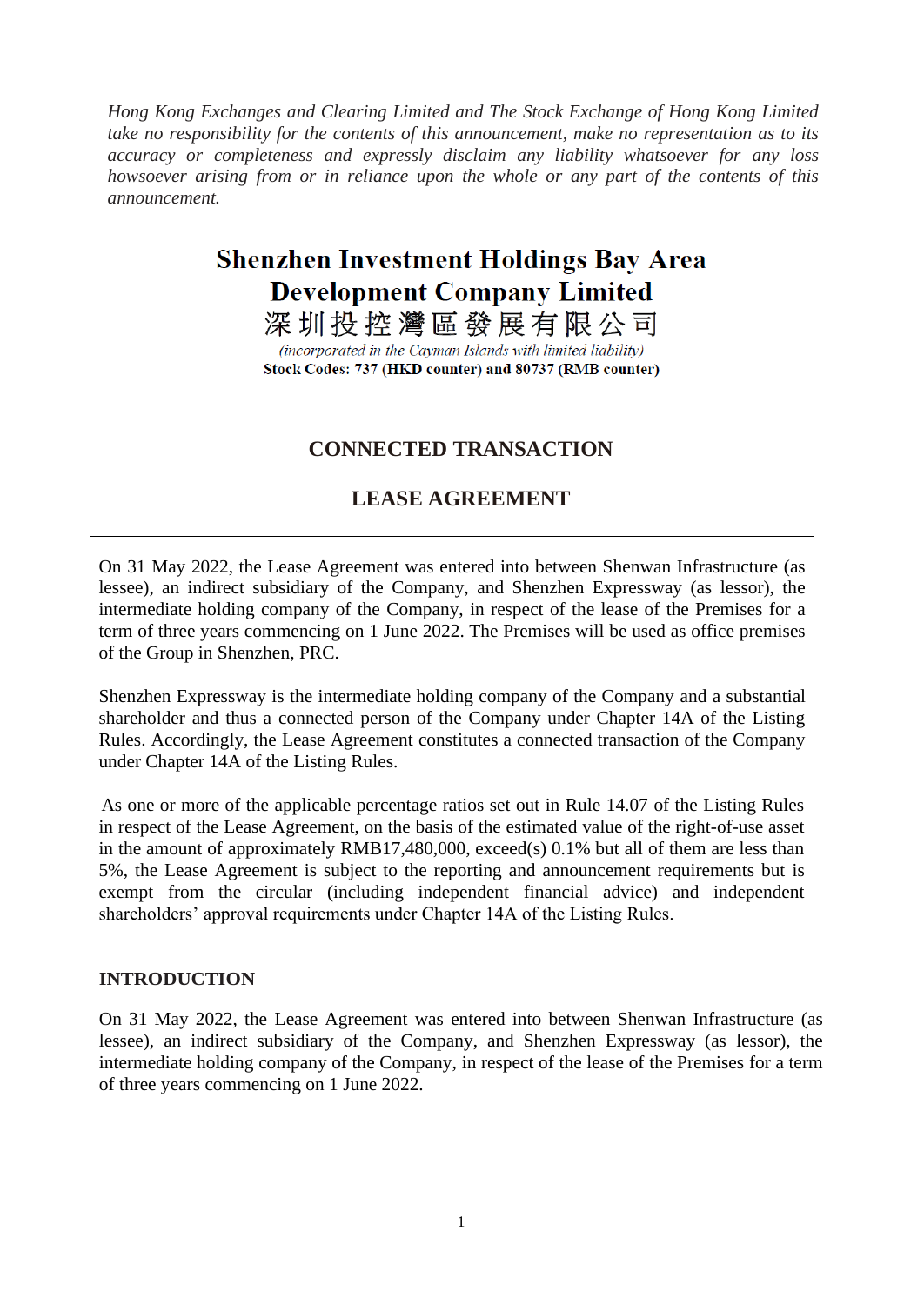*Hong Kong Exchanges and Clearing Limited and The Stock Exchange of Hong Kong Limited take no responsibility for the contents of this announcement, make no representation as to its accuracy or completeness and expressly disclaim any liability whatsoever for any loss howsoever arising from or in reliance upon the whole or any part of the contents of this announcement.*

# Shenzhen Investment Holdings Bay Area Development Company Limited

# 深圳投控灣區發展有限公司

*(incorporated in the Cayman Islands with limited liability)*

**Stock Codes: 737 (HKD counter) and 80737 (RMB counter)**

## CONNECTED TRANSACTION

## LEASE AGREEMENT

On 31 May 2022, the Lease Agreement was entered into between Shenwan Infrastructure (as lessee), an indirect subsidiary of the Company, and Shenzhen Expressway (as lessor), the intermediate holding company of the Company, in respect of the lease of the Premises for a term of three years commencing on 1 June 2022. The Premises will be used as office premises of the Group in Shenzhen, PRC.

Shenzhen Expressway is the intermediate holding company of the Company and a substantial shareholder and thus a connected person of the Company under Chapter 14A of the Listing Rules. Accordingly, the Lease Agreement constitutes a connected transaction of the Company under Chapter 14A of the Listing Rules.

As one or more of the applicable percentage ratios set out in Rule 14.07 of the Listing Rules in respect of the Lease Agreement, on the basis of the estimated value of the right-of-use asset in the amount of approximately RMB17,480,000, exceed(s) 0.1% but all of them are less than 5%, the Lease Agreement is subject to the reporting and announcement requirements but is exempt from the circular (including independent financial advice) and independent shareholders' approval requirements under Chapter 14A of the Listing Rules.

### INTRODUCTION

On 31 May 2022, the Lease Agreement was entered into between Shenwan Infrastructure (as lessee), an indirect subsidiary of the Company, and Shenzhen Expressway (as lessor), the intermediate holding company of the Company, in respect of the lease of the Premises for a term of three years commencing on 1 June 2022.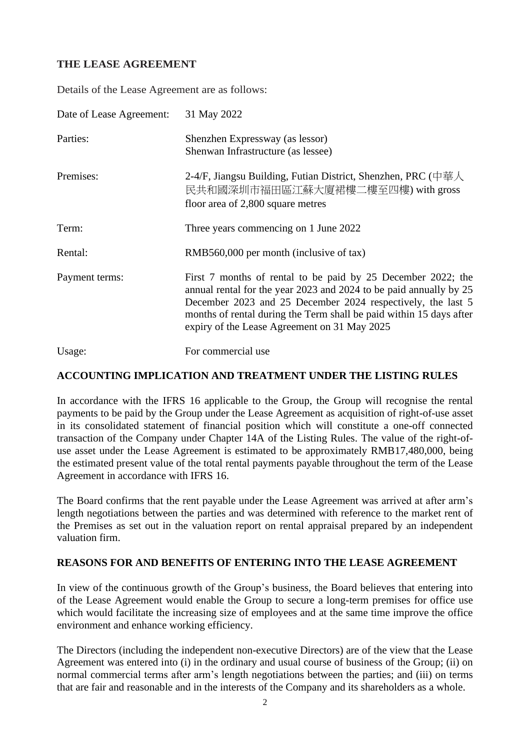## THE LEASE AGREEMENT

Details of the Lease Agreement are as follows:

| | |
|---|---|
| Date of Lease Agreement: | 31 May 2022 |
| Parties: | Shenzhen Expressway (as lessor)<br>Shenwan Infrastructure (as lessee) |
| Premises: | 2-4/F, Jiangsu Building, Futian District, Shenzhen, PRC (中華人民共和國深圳市福田區江蘇大廈裙樓二樓至四樓) with gross floor area of 2,800 square metres |
| Term: | Three years commencing on 1 June 2022 |
| Rental: | RMB560,000 per month (inclusive of tax) |
| Payment terms: | First 7 months of rental to be paid by 25 December 2022; the annual rental for the year 2023 and 2024 to be paid annually by 25 December 2023 and 25 December 2024 respectively, the last 5 months of rental during the Term shall be paid within 15 days after expiry of the Lease Agreement on 31 May 2025 |
| Usage: | For commercial use |

## ACCOUNTING IMPLICATION AND TREATMENT UNDER THE LISTING RULES

In accordance with the IFRS 16 applicable to the Group, the Group will recognise the rental payments to be paid by the Group under the Lease Agreement as acquisition of right-of-use asset in its consolidated statement of financial position which will constitute a one-off connected transaction of the Company under Chapter 14A of the Listing Rules. The value of the right-of-use asset under the Lease Agreement is estimated to be approximately RMB17,480,000, being the estimated present value of the total rental payments payable throughout the term of the Lease Agreement in accordance with IFRS 16.

The Board confirms that the rent payable under the Lease Agreement was arrived at after arm's length negotiations between the parties and was determined with reference to the market rent of the Premises as set out in the valuation report on rental appraisal prepared by an independent valuation firm.

## REASONS FOR AND BENEFITS OF ENTERING INTO THE LEASE AGREEMENT

In view of the continuous growth of the Group's business, the Board believes that entering into of the Lease Agreement would enable the Group to secure a long-term premises for office use which would facilitate the increasing size of employees and at the same time improve the office environment and enhance working efficiency.

The Directors (including the independent non-executive Directors) are of the view that the Lease Agreement was entered into (i) in the ordinary and usual course of business of the Group; (ii) on normal commercial terms after arm's length negotiations between the parties; and (iii) on terms that are fair and reasonable and in the interests of the Company and its shareholders as a whole.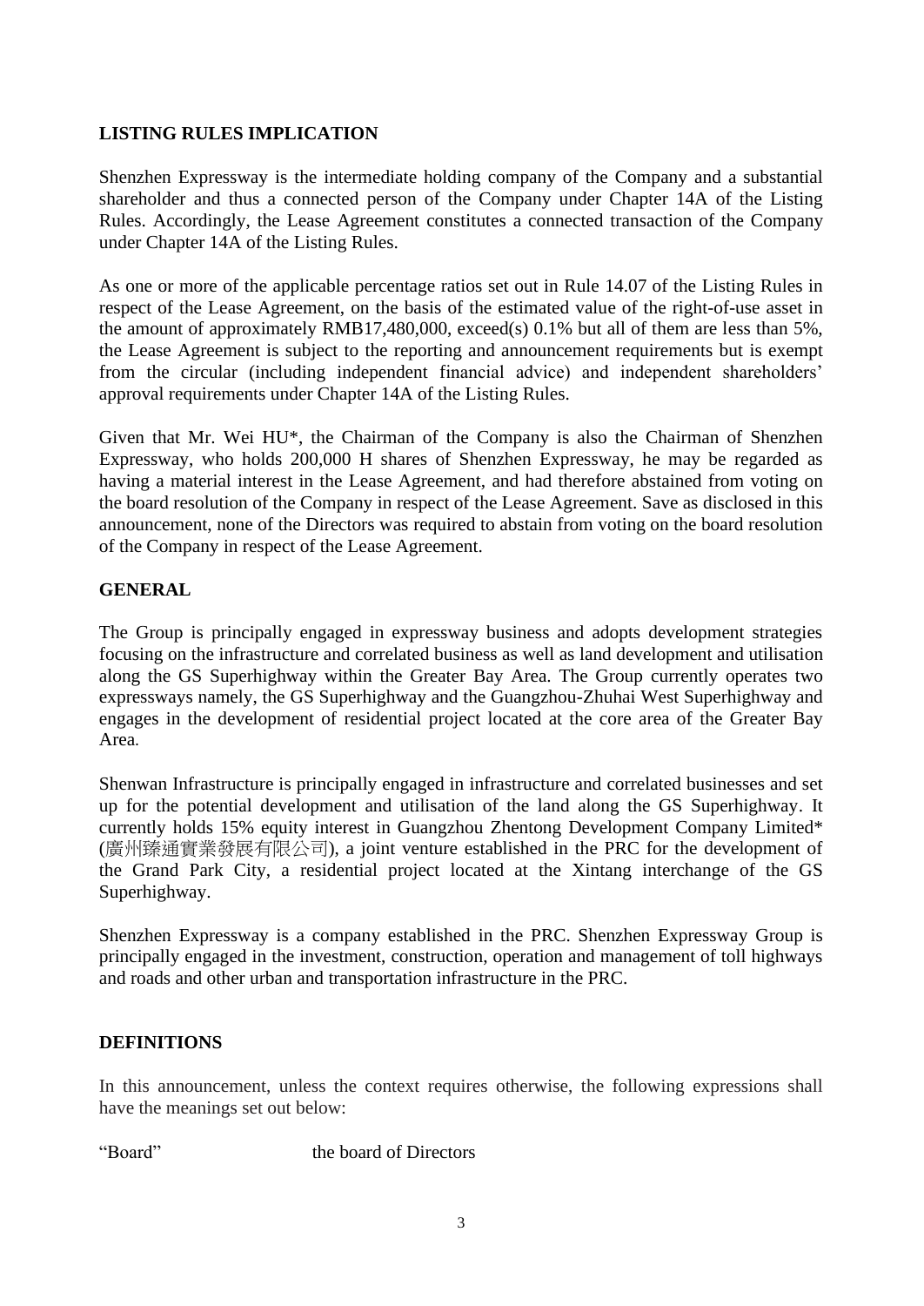## LISTING RULES IMPLICATION

Shenzhen Expressway is the intermediate holding company of the Company and a substantial shareholder and thus a connected person of the Company under Chapter 14A of the Listing Rules. Accordingly, the Lease Agreement constitutes a connected transaction of the Company under Chapter 14A of the Listing Rules.

As one or more of the applicable percentage ratios set out in Rule 14.07 of the Listing Rules in respect of the Lease Agreement, on the basis of the estimated value of the right-of-use asset in the amount of approximately RMB17,480,000, exceed(s) 0.1% but all of them are less than 5%, the Lease Agreement is subject to the reporting and announcement requirements but is exempt from the circular (including independent financial advice) and independent shareholders' approval requirements under Chapter 14A of the Listing Rules.

Given that Mr. Wei HU*, the Chairman of the Company is also the Chairman of Shenzhen Expressway, who holds 200,000 H shares of Shenzhen Expressway, he may be regarded as having a material interest in the Lease Agreement, and had therefore abstained from voting on the board resolution of the Company in respect of the Lease Agreement. Save as disclosed in this announcement, none of the Directors was required to abstain from voting on the board resolution of the Company in respect of the Lease Agreement.

## GENERAL

The Group is principally engaged in expressway business and adopts development strategies focusing on the infrastructure and correlated business as well as land development and utilisation along the GS Superhighway within the Greater Bay Area. The Group currently operates two expressways namely, the GS Superhighway and the Guangzhou-Zhuhai West Superhighway and engages in the development of residential project located at the core area of the Greater Bay Area.

Shenwan Infrastructure is principally engaged in infrastructure and correlated businesses and set up for the potential development and utilisation of the land along the GS Superhighway. It currently holds 15% equity interest in Guangzhou Zhentong Development Company Limited* (廣州臻通實業發展有限公司), a joint venture established in the PRC for the development of the Grand Park City, a residential project located at the Xintang interchange of the GS Superhighway.

Shenzhen Expressway is a company established in the PRC. Shenzhen Expressway Group is principally engaged in the investment, construction, operation and management of toll highways and roads and other urban and transportation infrastructure in the PRC.

## DEFINITIONS

In this announcement, unless the context requires otherwise, the following expressions shall have the meanings set out below:

| | |
|---|---|
| "Board" | the board of Directors |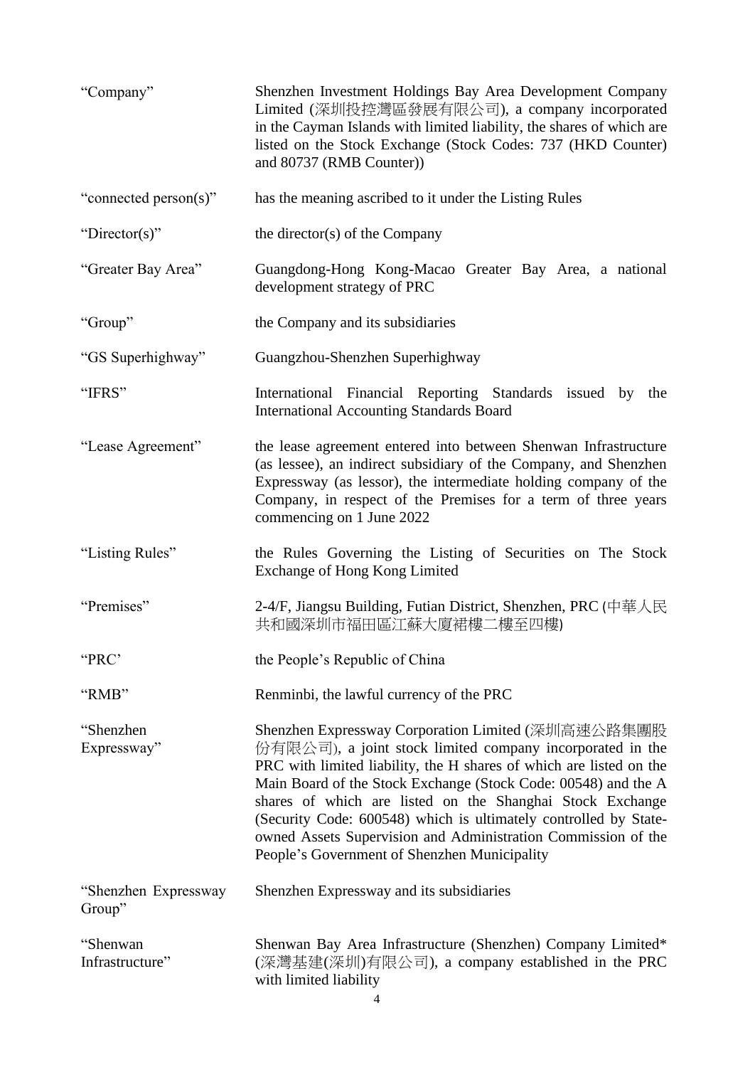| | |
|---|---|
| "Company" | Shenzhen Investment Holdings Bay Area Development Company Limited (深圳投控灣區發展有限公司), a company incorporated in the Cayman Islands with limited liability, the shares of which are listed on the Stock Exchange (Stock Codes: 737 (HKD Counter) and 80737 (RMB Counter)) |
| "connected person(s)" | has the meaning ascribed to it under the Listing Rules |
| "Director(s)" | the director(s) of the Company |
| "Greater Bay Area" | Guangdong-Hong Kong-Macao Greater Bay Area, a national development strategy of PRC |
| "Group" | the Company and its subsidiaries |
| "GS Superhighway" | Guangzhou-Shenzhen Superhighway |
| "IFRS" | International Financial Reporting Standards issued by the International Accounting Standards Board |
| "Lease Agreement" | the lease agreement entered into between Shenwan Infrastructure (as lessee), an indirect subsidiary of the Company, and Shenzhen Expressway (as lessor), the intermediate holding company of the Company, in respect of the Premises for a term of three years commencing on 1 June 2022 |
| "Listing Rules" | the Rules Governing the Listing of Securities on The Stock Exchange of Hong Kong Limited |
| "Premises" | 2-4/F, Jiangsu Building, Futian District, Shenzhen, PRC (中華人民共和國深圳市福田區江蘇大廈裙樓二樓至四樓) |
| "PRC' | the People's Republic of China |
| "RMB" | Renminbi, the lawful currency of the PRC |
| "Shenzhen Expressway" | Shenzhen Expressway Corporation Limited (深圳高速公路集團股份有限公司), a joint stock limited company incorporated in the PRC with limited liability, the H shares of which are listed on the Main Board of the Stock Exchange (Stock Code: 00548) and the A shares of which are listed on the Shanghai Stock Exchange (Security Code: 600548) which is ultimately controlled by State-owned Assets Supervision and Administration Commission of the People's Government of Shenzhen Municipality |
| "Shenzhen Expressway Group" | Shenzhen Expressway and its subsidiaries |
| "Shenwan Infrastructure" | Shenwan Bay Area Infrastructure (Shenzhen) Company Limited* (深灣基建(深圳)有限公司), a company established in the PRC with limited liability |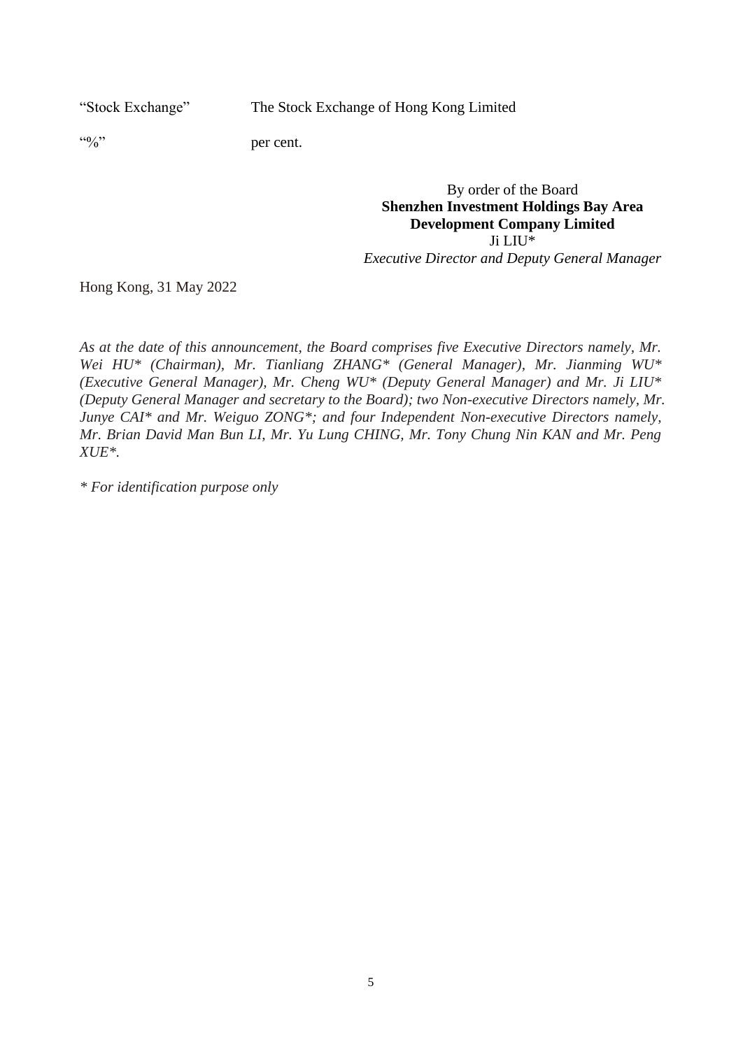| | |
|---|---|
| "Stock Exchange" | The Stock Exchange of Hong Kong Limited |
| "%" | per cent. |

By order of the Board
**Shenzhen Investment Holdings Bay Area Development Company Limited**
Ji LIU*
*Executive Director and Deputy General Manager*

Hong Kong, 31 May 2022

*As at the date of this announcement, the Board comprises five Executive Directors namely, Mr. Wei HU* (Chairman), Mr. Tianliang ZHANG* (General Manager), Mr. Jianming WU* (Executive General Manager), Mr. Cheng WU* (Deputy General Manager) and Mr. Ji LIU* (Deputy General Manager and secretary to the Board); two Non-executive Directors namely, Mr. Junye CAI* and Mr. Weiguo ZONG*; and four Independent Non-executive Directors namely, Mr. Brian David Man Bun LI, Mr. Yu Lung CHING, Mr. Tony Chung Nin KAN and Mr. Peng XUE*.*

*\* For identification purpose only*